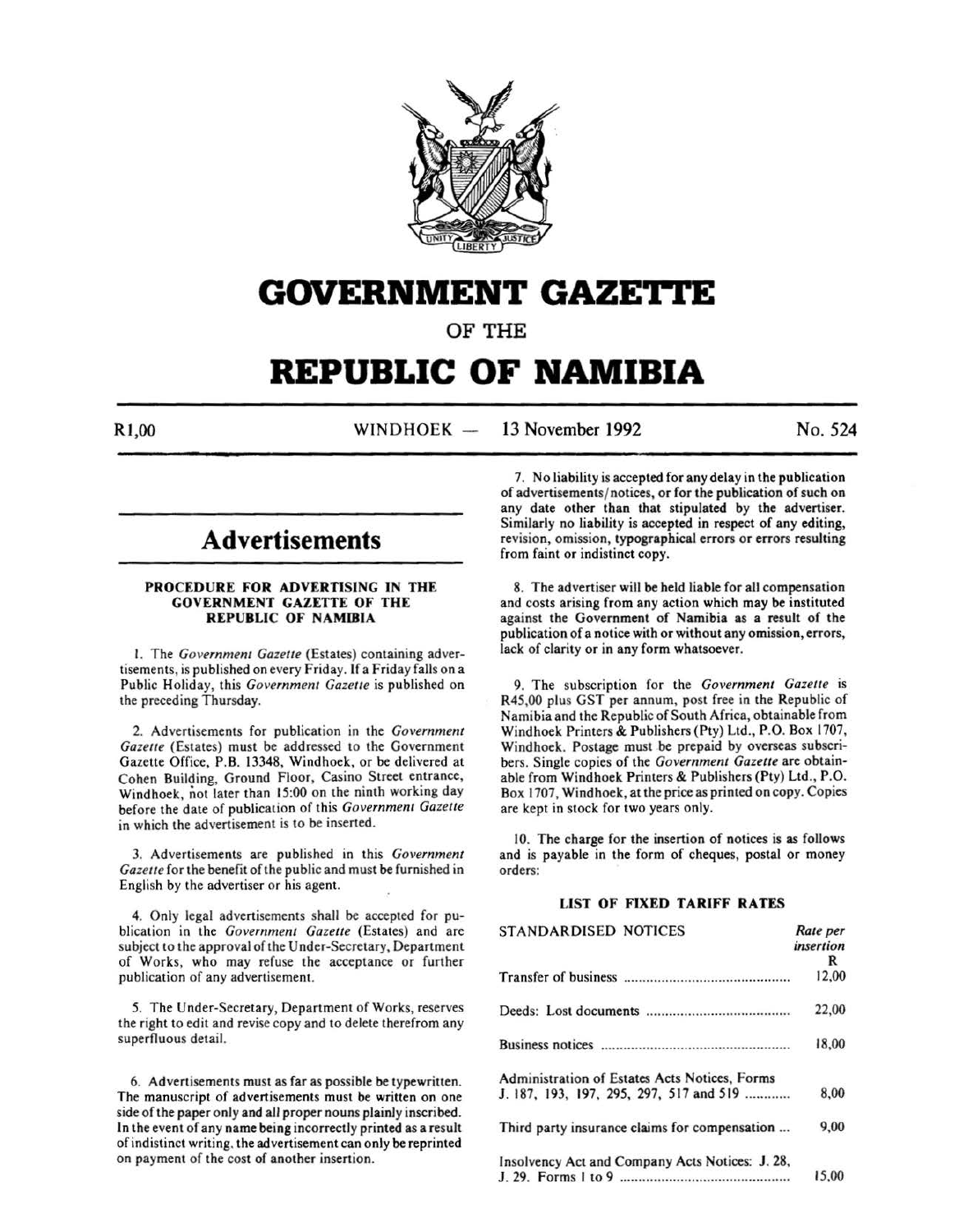# GOVERNMENT GAZETTE

OF THE

# REPUBLIC OF NAMIBIA

R1,00 WINDHOEK — 13 November 1992 No. 524

## Advertisements

### PROCEDURE FOR ADVERTISING IN THE GOVERNMENT GAZETTE OF THE REPUBLIC OF NAMIBIA

1. The *Government Gazette* (Estates) containing advertisements, is published on every Friday. If a Friday falls on a Public Holiday, this *Government Gazette* is published on the preceding Thursday.

2. Advertisements for publication in the *Government Gazette* (Estates) must be addressed to the Government Gazette Office, P.B. 13348, Windhoek, or be delivered at Cohen Building, Ground Floor, Casino Street entrance, Windhoek, not later than 15:00 on the ninth working day before the date of publication of this *Government Gazette* in which the advertisement is to be inserted.

3. Advertisements are published in this *Government Gazette* for the benefit of the public and must be furnished in English by the advertiser or his agent.

4. Only legal advertisements shall be accepted for publication in the *Government Gazette* (Estates) and are subject to the approval of the Under-Secretary, Department of Works, who may refuse the acceptance or further publication of any advertisement.

5. The Under-Secretary, Department of Works, reserves the right to edit and revise copy and to delete therefrom any superfluous detail.

6. Advertisements must as far as possible be typewritten. The manuscript of advertisements must be written on one side of the paper only and all proper nouns plainly inscribed. In the event of any name being incorrectly printed as a result of indistinct writing, the advertisement can only be reprinted on payment of the cost of another insertion.

7. No liability is accepted for any delay in the publication of advertisements/notices, or for the publication of such on any date other than that stipulated by the advertiser. Similarly no liability is accepted in respect of any editing, revision, omission, typographical errors or errors resulting from faint or indistinct copy.

8. The advertiser will be held liable for all compensation and costs arising from any action which may be instituted against the Government of Namibia as a result of the publication of a notice with or without any omission, errors, lack of clarity or in any form whatsoever.

9. The subscription for the *Government Gazette* is R45,00 plus GST per annum, post free in the Republic of Namibia and the Republic of South Africa, obtainable from Windhoek Printers & Publishers (Pty) Ltd., P.O. Box 1707, Windhoek. Postage must be prepaid by overseas subscribers. Single copies of the *Government Gazette* are obtainable from Windhoek Printers & Publishers (Pty) Ltd., P.O. Box 1707, Windhoek, at the price as printed on copy. Copies are kept in stock for two years only.

10. The charge for the insertion of notices is as follows and is payable in the form of cheques, postal or money orders:

#### LIST OF FIXED TARIFF RATES

| STANDARDISED NOTICES | *Rate per insertion* R |
|---|---|
| Transfer of business | 12,00 |
| Deeds: Lost documents | 22,00 |
| Business notices | 18,00 |
| Administration of Estates Acts Notices, Forms J. 187, 193, 197, 295, 297, 517 and 519 | 8,00 |
| Third party insurance claims for compensation | 9,00 |
| Insolvency Act and Company Acts Notices: J. 28, J. 29. Forms 1 to 9 | 15,00 |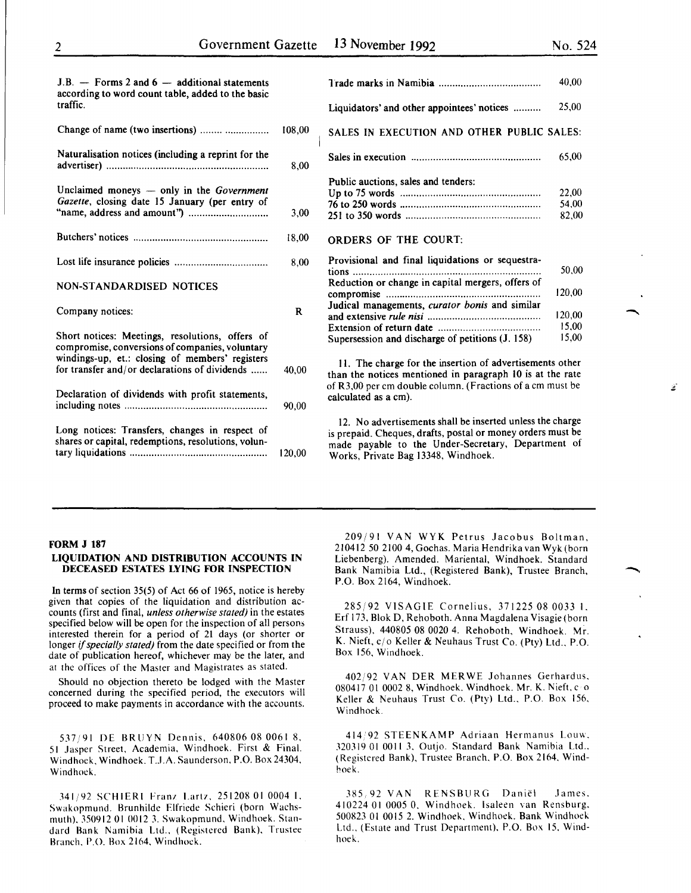J.B. — Forms 2 and 6 — additional statements according to word count table, added to the basic traffic.

| | |
|---|---|
| Change of name (two insertions) | 108,00 |
| Naturalisation notices (including a reprint for the advertiser) | 8,00 |
| Unclaimed moneys — only in the *Government Gazette*, closing date 15 January (per entry of "name, address and amount") | 3,00 |
| Butchers' notices | 18,00 |
| Lost life insurance policies | 8,00 |

NON-STANDARDISED NOTICES

| Company notices: | R |
|---|---|
| Short notices: Meetings, resolutions, offers of compromise, conversions of companies, voluntary windings-up, et.: closing of members' registers for transfer and/or declarations of dividends | 40,00 |
| Declaration of dividends with profit statements, including notes | 90,00 |
| Long notices: Transfers, changes in respect of shares or capital, redemptions, resolutions, voluntary liquidations | 120,00 |
| Trade marks in Namibia | 40,00 |
| Liquidators' and other appointees' notices | 25,00 |

SALES IN EXECUTION AND OTHER PUBLIC SALES:

| | |
|---|---|
| Sales in execution | 65,00 |
| Public auctions, sales and tenders: | |
| Up to 75 words | 22,00 |
| 76 to 250 words | 54,00 |
| 251 to 350 words | 82,00 |

ORDERS OF THE COURT:

| | |
|---|---|
| Provisional and final liquidations or sequestrations | 50,00 |
| Reduction or change in capital mergers, offers of compromise | 120,00 |
| Judical managements, *curator bonis* and similar and extensive *rule nisi* | 120,00 |
| Extension of return date | 15,00 |
| Supersession and discharge of petitions (J. 158) | 15,00 |

11. The charge for the insertion of advertisements other than the notices mentioned in paragraph 10 is at the rate of R3,00 per cm double column. (Fractions of a cm must be calculated as a cm).

12. No advertisements shall be inserted unless the charge is prepaid. Cheques, drafts, postal or money orders must be made payable to the Under-Secretary, Department of Works, Private Bag 13348, Windhoek.

---

**FORM J 187**

**LIQUIDATION AND DISTRIBUTION ACCOUNTS IN DECEASED ESTATES LYING FOR INSPECTION**

In terms of section 35(5) of Act 66 of 1965, notice is hereby given that copies of the liquidation and distribution accounts (first and final, *unless otherwise stated)* in the estates specified below will be open for the inspection of all persons interested therein for a period of 21 days (or shorter or longer *if specially stated)* from the date specified or from the date of publication hereof, whichever may be the later, and at the offices of the Master and Magistrates as stated.

Should no objection thereto be lodged with the Master concerned during the specified period, the executors will proceed to make payments in accordance with the accounts.

537/91 DE BRUYN Dennis, 640806 08 0061 8, 51 Jasper Street, Academia, Windhoek. First & Final. Windhoek, Windhoek. T.J.A. Saunderson, P.O. Box 24304, Windhoek.

341/92 SCHIERI Franz Lartz, 251208 01 0004 1, Swakopmund. Brunhilde Elfriede Schieri (born Wachsmuth), 350912 01 0012 3. Swakopmund, Windhoek. Standard Bank Namibia Ltd., (Registered Bank), Trustee Branch, P.O. Box 2164, Windhoek.

209/91 VAN WYK Petrus Jacobus Boltman, 210412 50 2100 4, Gochas. Maria Hendrika van Wyk (born Liebenberg). Amended. Mariental, Windhoek. Standard Bank Namibia Ltd., (Registered Bank), Trustee Branch, P.O. Box 2164, Windhoek.

285/92 VISAGIE Cornelius, 371225 08 0033 1, Erf 173, Blok D, Rehoboth. Anna Magdalena Visagie (born Strauss), 440805 08 0020 4. Rehoboth, Windhoek. Mr. K. Nieft, c/o Keller & Neuhaus Trust Co. (Pty) Ltd., P.O. Box 156, Windhoek.

402/92 VAN DER MERWE Johannes Gerhardus, 080417 01 0002 8, Windhoek. Windhoek. Mr. K. Nieft, c/o Keller & Neuhaus Trust Co. (Pty) Ltd., P.O. Box 156, Windhoek.

414/92 STEENKAMP Adriaan Hermanus Louw, 320319 01 0011 3, Outjo. Standard Bank Namibia Ltd., (Registered Bank), Trustee Branch, P.O. Box 2164, Windhoek.

385/92 VAN RENSBURG Daniël James, 410224 01 0005 0, Windhoek. Isaleen van Rensburg, 500823 01 0015 2. Windhoek, Windhoek. Bank Windhoek Ltd., (Estate and Trust Department), P.O. Box 15, Windhoek.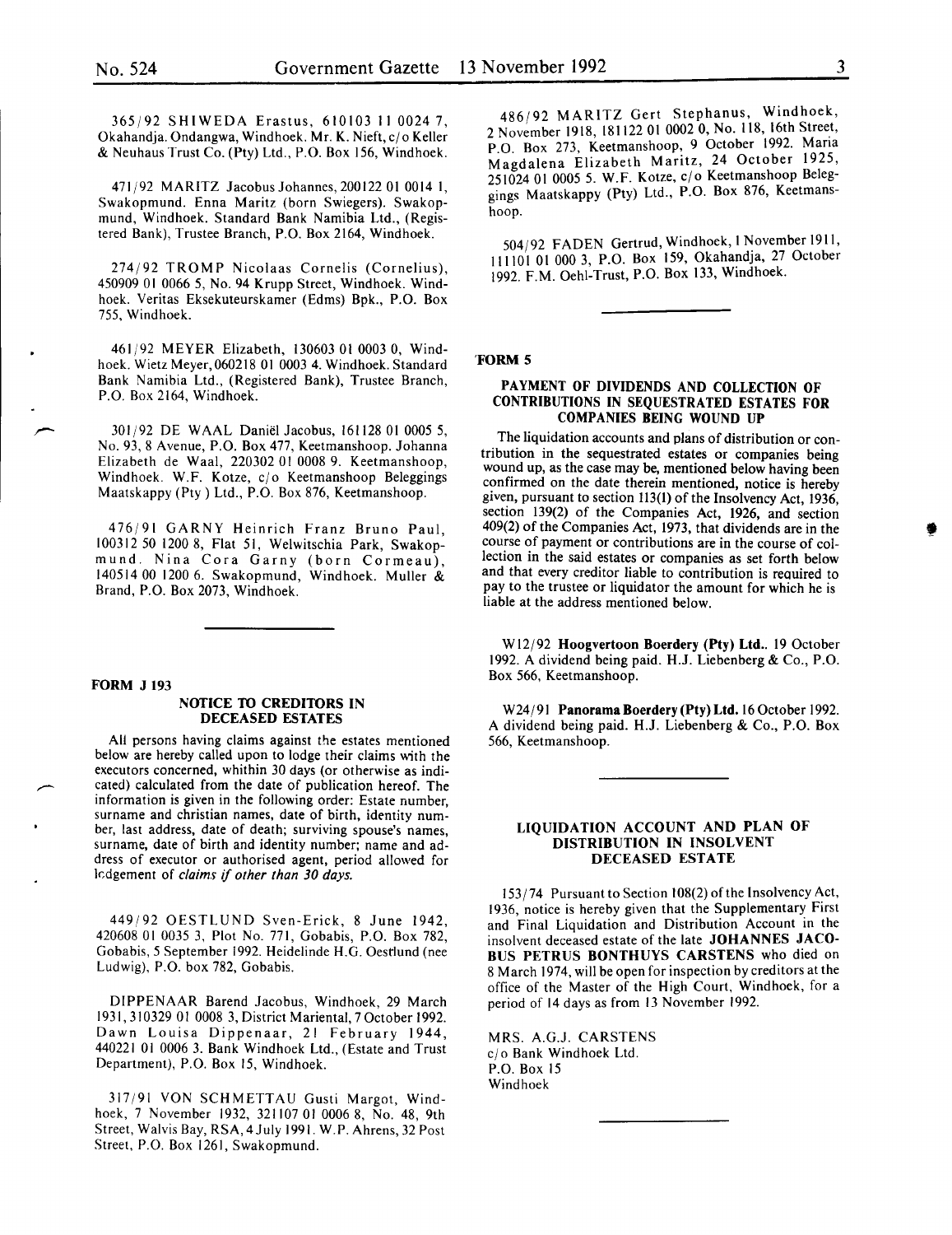365/92 SHIWEDA Erastus, 610103 11 0024 7, Okahandja. Ondangwa, Windhoek. Mr. K. Nieft, c/o Keller & Neuhaus Trust Co. (Pty) Ltd., P.O. Box 156, Windhoek.

471/92 MARITZ Jacobus Johannes, 200122 01 0014 1, Swakopmund. Enna Maritz (born Swiegers). Swakopmund, Windhoek. Standard Bank Namibia Ltd., (Registered Bank), Trustee Branch, P.O. Box 2164, Windhoek.

274/92 TROMP Nicolaas Cornelis (Cornelius), 450909 01 0066 5, No. 94 Krupp Street, Windhoek. Windhoek. Veritas Eksekuteurskamer (Edms) Bpk., P.O. Box 755, Windhoek.

461/92 MEYER Elizabeth, 130603 01 0003 0, Windhoek. Wietz Meyer, 060218 01 0003 4. Windhoek. Standard Bank Namibia Ltd., (Registered Bank), Trustee Branch, P.O. Box 2164, Windhoek.

301/92 DE WAAL Daniël Jacobus, 161128 01 0005 5, No. 93, 8 Avenue, P.O. Box 477, Keetmanshoop. Johanna Elizabeth de Waal, 220302 01 0008 9. Keetmanshoop, Windhoek. W.F. Kotze, c/o Keetmanshoop Beleggings Maatskappy (Pty) Ltd., P.O. Box 876, Keetmanshoop.

476/91 GARNY Heinrich Franz Bruno Paul, 100312 50 1200 8, Flat 51, Welwitschia Park, Swakopmund. Nina Cora Garny (born Cormeau), 140514 00 1200 6. Swakopmund, Windhoek. Muller & Brand, P.O. Box 2073, Windhoek.

FORM J 193

## NOTICE TO CREDITORS IN DECEASED ESTATES

All persons having claims against the estates mentioned below are hereby called upon to lodge their claims with the executors concerned, whithin 30 days (or otherwise as indicated) calculated from the date of publication hereof. The information is given in the following order: Estate number, surname and christian names, date of birth, identity number, last address, date of death; surviving spouse's names, surname, date of birth and identity number; name and address of executor or authorised agent, period allowed for lodgement of *claims if other than 30 days.*

449/92 OESTLUND Sven-Erick, 8 June 1942, 420608 01 0035 3, Plot No. 771, Gobabis, P.O. Box 782, Gobabis, 5 September 1992. Heidelinde H.G. Oestlund (nee Ludwig), P.O. box 782, Gobabis.

DIPPENAAR Barend Jacobus, Windhoek, 29 March 1931, 310329 01 0008 3, District Mariental, 7 October 1992. Dawn Louisa Dippenaar, 21 February 1944, 440221 01 0006 3. Bank Windhoek Ltd., (Estate and Trust Department), P.O. Box 15, Windhoek.

317/91 VON SCHMETTAU Gusti Margot, Windhoek, 7 November 1932, 321107 01 0006 8, No. 48, 9th Street, Walvis Bay, RSA, 4 July 1991. W.P. Ahrens, 32 Post Street, P.O. Box 1261, Swakopmund.

486/92 MARITZ Gert Stephanus, Windhoek, 2 November 1918, 181122 01 0002 0, No. 118, 16th Street, P.O. Box 273, Keetmanshoop, 9 October 1992. Maria Magdalena Elizabeth Maritz, 24 October 1925, 251024 01 0005 5. W.F. Kotze, c/o Keetmanshoop Beleggings Maatskappy (Pty) Ltd., P.O. Box 876, Keetmanshoop.

504/92 FADEN Gertrud, Windhoek, 1 November 1911, 111101 01 000 3, P.O. Box 159, Okahandja, 27 October 1992. F.M. Oehl-Trust, P.O. Box 133, Windhoek.

FORM 5

## PAYMENT OF DIVIDENDS AND COLLECTION OF CONTRIBUTIONS IN SEQUESTRATED ESTATES FOR COMPANIES BEING WOUND UP

The liquidation accounts and plans of distribution or contribution in the sequestrated estates or companies being wound up, as the case may be, mentioned below having been confirmed on the date therein mentioned, notice is hereby given, pursuant to section 113(1) of the Insolvency Act, 1936, section 139(2) of the Companies Act, 1926, and section 409(2) of the Companies Act, 1973, that dividends are in the course of payment or contributions are in the course of collection in the said estates or companies as set forth below and that every creditor liable to contribution is required to pay to the trustee or liquidator the amount for which he is liable at the address mentioned below.

W12/92 **Hoogvertoon Boerdery (Pty) Ltd.**. 19 October 1992. A dividend being paid. H.J. Liebenberg & Co., P.O. Box 566, Keetmanshoop.

W24/91 **Panorama Boerdery (Pty) Ltd.** 16 October 1992. A dividend being paid. H.J. Liebenberg & Co., P.O. Box 566, Keetmanshoop.

## LIQUIDATION ACCOUNT AND PLAN OF DISTRIBUTION IN INSOLVENT DECEASED ESTATE

153/74 Pursuant to Section 108(2) of the Insolvency Act, 1936, notice is hereby given that the Supplementary First and Final Liquidation and Distribution Account in the insolvent deceased estate of the late **JOHANNES JACOBUS PETRUS BONTHUYS CARSTENS** who died on 8 March 1974, will be open for inspection by creditors at the office of the Master of the High Court, Windhoek, for a period of 14 days as from 13 November 1992.

MRS. A.G.J. CARSTENS
c/o Bank Windhoek Ltd.
P.O. Box 15
Windhoek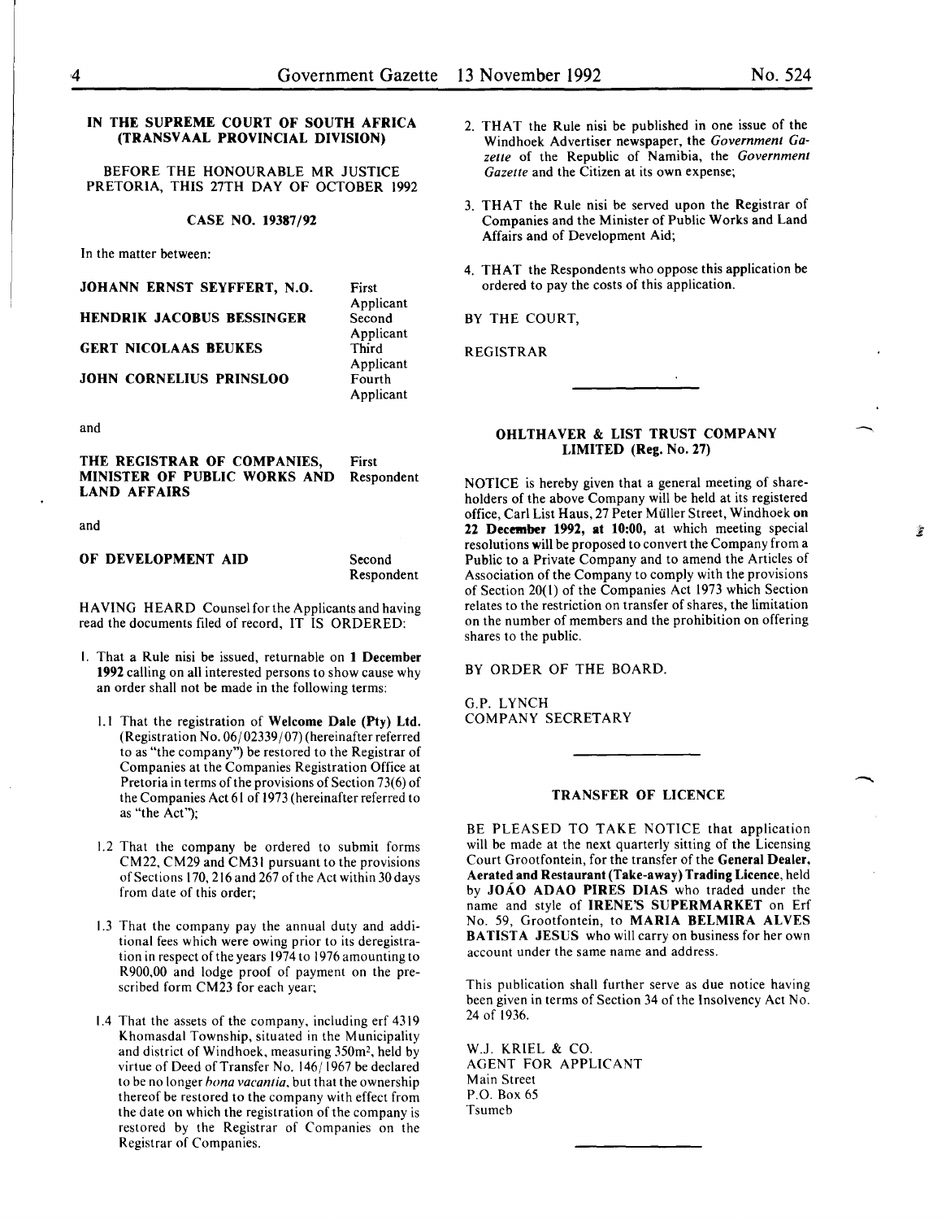**IN THE SUPREME COURT OF SOUTH AFRICA (TRANSVAAL PROVINCIAL DIVISION)**

BEFORE THE HONOURABLE MR JUSTICE PRETORIA, THIS 27TH DAY OF OCTOBER 1992

**CASE NO. 19387/92**

In the matter between:

| | |
|---|---|
| **JOHANN ERNST SEYFFERT, N.O.** | First Applicant |
| **HENDRIK JACOBUS BESSINGER** | Second Applicant |
| **GERT NICOLAAS BEUKES** | Third Applicant |
| **JOHN CORNELIUS PRINSLOO** | Fourth Applicant |

and

| | |
|---|---|
| **THE REGISTRAR OF COMPANIES, MINISTER OF PUBLIC WORKS AND LAND AFFAIRS** | First Respondent |

and

| | |
|---|---|
| **OF DEVELOPMENT AID** | Second Respondent |

HAVING HEARD Counsel for the Applicants and having read the documents filed of record, IT IS ORDERED:

1. That a Rule nisi be issued, returnable on **1 December 1992** calling on all interested persons to show cause why an order shall not be made in the following terms:

   1.1 That the registration of **Welcome Dale (Pty) Ltd.** (Registration No. 06/02339/07) (hereinafter referred to as "the company") be restored to the Registrar of Companies at the Companies Registration Office at Pretoria in terms of the provisions of Section 73(6) of the Companies Act 61 of 1973 (hereinafter referred to as "the Act");

   1.2 That the company be ordered to submit forms CM22, CM29 and CM31 pursuant to the provisions of Sections 170, 216 and 267 of the Act within 30 days from date of this order;

   1.3 That the company pay the annual duty and additional fees which were owing prior to its deregistration in respect of the years 1974 to 1976 amounting to R900,00 and lodge proof of payment on the prescribed form CM23 for each year;

   1.4 That the assets of the company, including erf 4319 Khomasdal Township, situated in the Municipality and district of Windhoek, measuring 350m², held by virtue of Deed of Transfer No. 146/1967 be declared to be no longer *bona vacantia*, but that the ownership thereof be restored to the company with effect from the date on which the registration of the company is restored by the Registrar of Companies on the Registrar of Companies.

2. THAT the Rule nisi be published in one issue of the Windhoek Advertiser newspaper, the *Government Gazette* of the Republic of Namibia, the *Government Gazette* and the Citizen at its own expense;

3. THAT the Rule nisi be served upon the Registrar of Companies and the Minister of Public Works and Land Affairs and of Development Aid;

4. THAT the Respondents who oppose this application be ordered to pay the costs of this application.

BY THE COURT,

REGISTRAR

---

**OHLTHAVER & LIST TRUST COMPANY LIMITED (Reg. No. 27)**

NOTICE is hereby given that a general meeting of shareholders of the above Company will be held at its registered office, Carl List Haus, 27 Peter Müller Street, Windhoek **on 22 December 1992, at 10:00,** at which meeting special resolutions will be proposed to convert the Company from a Public to a Private Company and to amend the Articles of Association of the Company to comply with the provisions of Section 20(1) of the Companies Act 1973 which Section relates to the restriction on transfer of shares, the limitation on the number of members and the prohibition on offering shares to the public.

BY ORDER OF THE BOARD.

G.P. LYNCH
COMPANY SECRETARY

---

**TRANSFER OF LICENCE**

BE PLEASED TO TAKE NOTICE that application will be made at the next quarterly sitting of the Licensing Court Grootfontein, for the transfer of the **General Dealer, Aerated and Restaurant (Take-away) Trading Licence**, held by **JOÁO ADAO PIRES DIAS** who traded under the name and style of **IRENE'S SUPERMARKET** on Erf No. 59, Grootfontein, to **MARIA BELMIRA ALVES BATISTA JESUS** who will carry on business for her own account under the same name and address.

This publication shall further serve as due notice having been given in terms of Section 34 of the Insolvency Act No. 24 of 1936.

W.J. KRIEL & CO.
AGENT FOR APPLICANT
Main Street
P.O. Box 65
Tsumeb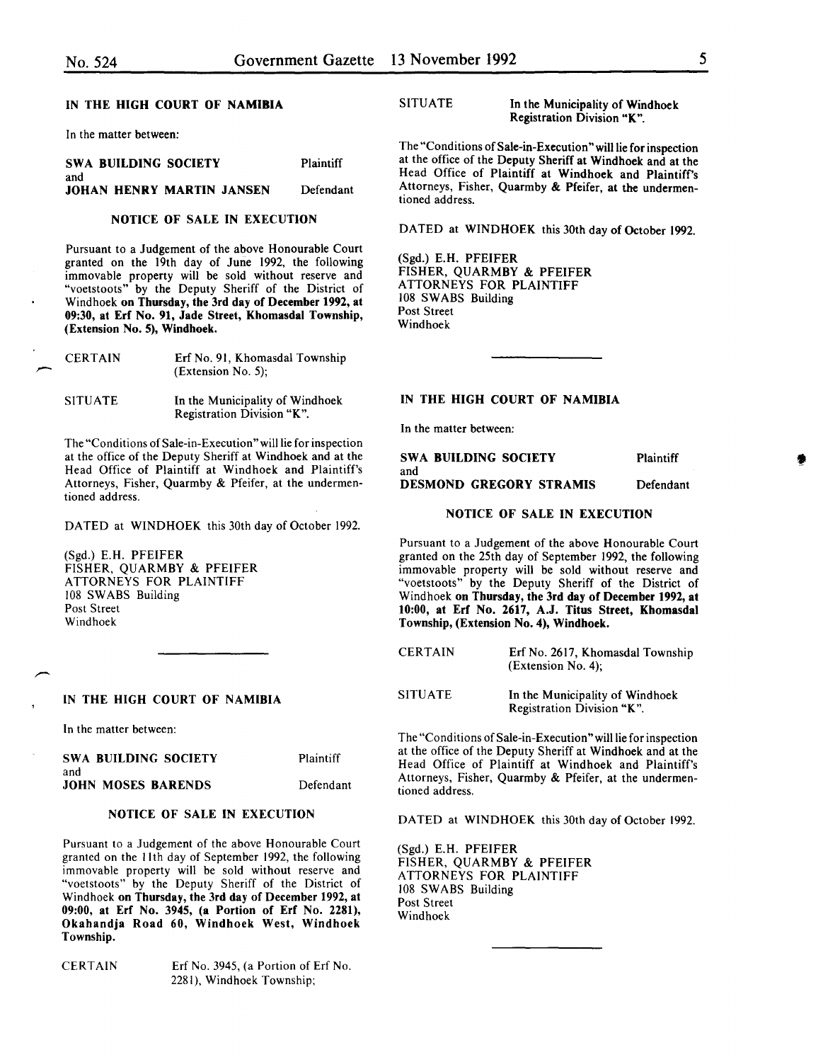## IN THE HIGH COURT OF NAMIBIA

In the matter between:

| | |
|---|---|
| **SWA BUILDING SOCIETY** | Plaintiff |
| and | |
| **JOHAN HENRY MARTIN JANSEN** | Defendant |

### NOTICE OF SALE IN EXECUTION

Pursuant to a Judgement of the above Honourable Court granted on the 19th day of June 1992, the following immovable property will be sold without reserve and "voetstoots" by the Deputy Sheriff of the District of Windhoek **on Thursday, the 3rd day of December 1992, at 09:30, at Erf No. 91, Jade Street, Khomasdal Township, (Extension No. 5), Windhoek.**

| | |
|---|---|
| CERTAIN | Erf No. 91, Khomasdal Township (Extension No. 5); |
| SITUATE | In the Municipality of Windhoek Registration Division "K". |

The "Conditions of Sale-in-Execution" will lie for inspection at the office of the Deputy Sheriff at Windhoek and at the Head Office of Plaintiff at Windhoek and Plaintiff's Attorneys, Fisher, Quarmby & Pfeifer, at the undermentioned address.

DATED at WINDHOEK this 30th day of October 1992.

(Sgd.) E.H. PFEIFER
FISHER, QUARMBY & PFEIFER
ATTORNEYS FOR PLAINTIFF
108 SWABS Building
Post Street
Windhoek

---

## IN THE HIGH COURT OF NAMIBIA

In the matter between:

| | |
|---|---|
| **SWA BUILDING SOCIETY** | Plaintiff |
| and | |
| **JOHN MOSES BARENDS** | Defendant |

### NOTICE OF SALE IN EXECUTION

Pursuant to a Judgement of the above Honourable Court granted on the 11th day of September 1992, the following immovable property will be sold without reserve and "voetstoots" by the Deputy Sheriff of the District of Windhoek **on Thursday, the 3rd day of December 1992, at 09:00, at Erf No. 3945, (a Portion of Erf No. 2281), Okahandja Road 60, Windhoek West, Windhoek Township.**

| | |
|---|---|
| CERTAIN | Erf No. 3945, (a Portion of Erf No. 2281), Windhoek Township; |
| SITUATE | In the Municipality of Windhoek Registration Division "K". |

The "Conditions of Sale-in-Execution" will lie for inspection at the office of the Deputy Sheriff at Windhoek and at the Head Office of Plaintiff at Windhoek and Plaintiff's Attorneys, Fisher, Quarmby & Pfeifer, at the undermentioned address.

DATED at WINDHOEK this 30th day of October 1992.

(Sgd.) E.H. PFEIFER
FISHER, QUARMBY & PFEIFER
ATTORNEYS FOR PLAINTIFF
108 SWABS Building
Post Street
Windhoek

---

## IN THE HIGH COURT OF NAMIBIA

In the matter between:

| | |
|---|---|
| **SWA BUILDING SOCIETY** | Plaintiff |
| and | |
| **DESMOND GREGORY STRAMIS** | Defendant |

### NOTICE OF SALE IN EXECUTION

Pursuant to a Judgement of the above Honourable Court granted on the 25th day of September 1992, the following immovable property will be sold without reserve and "voetstoots" by the Deputy Sheriff of the District of Windhoek **on Thursday, the 3rd day of December 1992, at 10:00, at Erf No. 2617, A.J. Titus Street, Khomasdal Township, (Extension No. 4), Windhoek.**

| | |
|---|---|
| CERTAIN | Erf No. 2617, Khomasdal Township (Extension No. 4); |
| SITUATE | In the Municipality of Windhoek Registration Division "K". |

The "Conditions of Sale-in-Execution" will lie for inspection at the office of the Deputy Sheriff at Windhoek and at the Head Office of Plaintiff at Windhoek and Plaintiff's Attorneys, Fisher, Quarmby & Pfeifer, at the undermentioned address.

DATED at WINDHOEK this 30th day of October 1992.

(Sgd.) E.H. PFEIFER
FISHER, QUARMBY & PFEIFER
ATTORNEYS FOR PLAINTIFF
108 SWABS Building
Post Street
Windhoek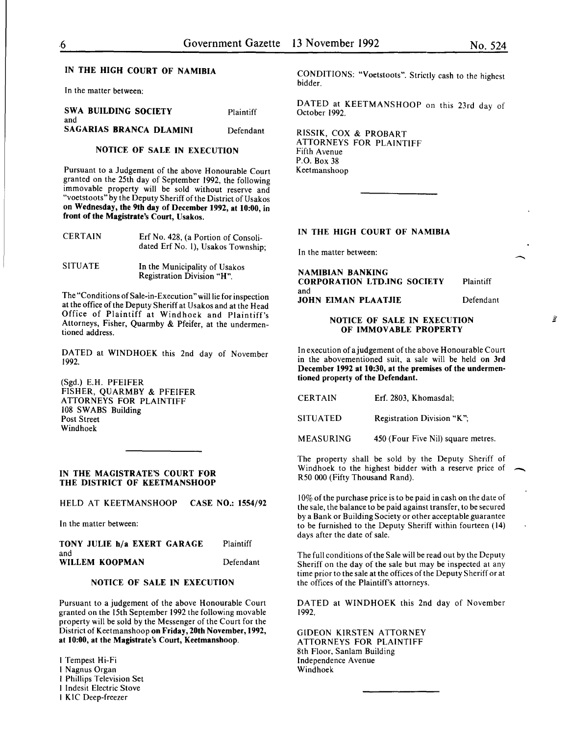## IN THE HIGH COURT OF NAMIBIA

In the matter between:

| | |
|---|---|
| **SWA BUILDING SOCIETY** and | Plaintiff |
| **SAGARIAS BRANCA DLAMINI** | Defendant |

### NOTICE OF SALE IN EXECUTION

Pursuant to a Judgement of the above Honourable Court granted on the 25th day of September 1992, the following immovable property will be sold without reserve and "voetstoots" by the Deputy Sheriff of the District of Usakos **on Wednesday, the 9th day of December 1992, at 10:00, in front of the Magistrate's Court, Usakos.**

| | |
|---|---|
| CERTAIN | Erf No. 428, (a Portion of Consolidated Erf No. 1), Usakos Township; |
| SITUATE | In the Municipality of Usakos Registration Division "H". |

The "Conditions of Sale-in-Execution" will lie for inspection at the office of the Deputy Sheriff at Usakos and at the Head Office of Plaintiff at Windhoek and Plaintiff's Attorneys, Fisher, Quarmby & Pfeifer, at the undermentioned address.

DATED at WINDHOEK this 2nd day of November 1992.

(Sgd.) E.H. PFEIFER
FISHER, QUARMBY & PFEIFER
ATTORNEYS FOR PLAINTIFF
108 SWABS Building
Post Street
Windhoek

---

## IN THE MAGISTRATE'S COURT FOR THE DISTRICT OF KEETMANSHOOP

HELD AT KEETMANSHOOP **CASE NO.: 1554/92**

In the matter between:

| | |
|---|---|
| **TONY JULIE h/a EXERT GARAGE** and | Plaintiff |
| **WILLEM KOOPMAN** | Defendant |

### NOTICE OF SALE IN EXECUTION

Pursuant to a judgement of the above Honourable Court granted on the 15th September 1992 the following movable property will be sold by the Messenger of the Court for the District of Keetmanshoop **on Friday, 20th November, 1992, at 10:00, at the Magistrate's Court, Keetmanshoop.**

1 Tempest Hi-Fi
1 Nagnus Organ
1 Phillips Television Set
1 Indesit Electric Stove
1 KIC Deep-freezer

CONDITIONS: "Voetstoots". Strictly cash to the highest bidder.

DATED at KEETMANSHOOP on this 23rd day of October 1992.

RISSIK, COX & PROBART
ATTORNEYS FOR PLAINTIFF
Fifth Avenue
P.O. Box 38
Keetmanshoop

---

## IN THE HIGH COURT OF NAMIBIA

In the matter between:

| | |
|---|---|
| **NAMIBIAN BANKING CORPORATION LTD.ING SOCIETY** and | Plaintiff |
| **JOHN EIMAN PLAATJIE** | Defendant |

### NOTICE OF SALE IN EXECUTION OF IMMOVABLE PROPERTY

In execution of a judgement of the above Honourable Court in the abovementioned suit, a sale will be held **on 3rd December 1992 at 10:30, at the premises of the undermentioned property of the Defendant.**

| | |
|---|---|
| CERTAIN | Erf. 2803, Khomasdal; |
| SITUATED | Registration Division "K"; |
| MEASURING | 450 (Four Five Nil) square metres. |

The property shall be sold by the Deputy Sheriff of Windhoek to the highest bidder with a reserve price of R50 000 (Fifty Thousand Rand).

10% of the purchase price is to be paid in cash on the date of the sale, the balance to be paid against transfer, to be secured by a Bank or Building Society or other acceptable guarantee to be furnished to the Deputy Sheriff within fourteen (14) days after the date of sale.

The full conditions of the Sale will be read out by the Deputy Sheriff on the day of the sale but may be inspected at any time prior to the sale at the offices of the Deputy Sheriff or at the offices of the Plaintiff's attorneys.

DATED at WINDHOEK this 2nd day of November 1992.

GIDEON KIRSTEN ATTORNEY
ATTORNEYS FOR PLAINTIFF
8th Floor, Sanlam Building
Independence Avenue
Windhoek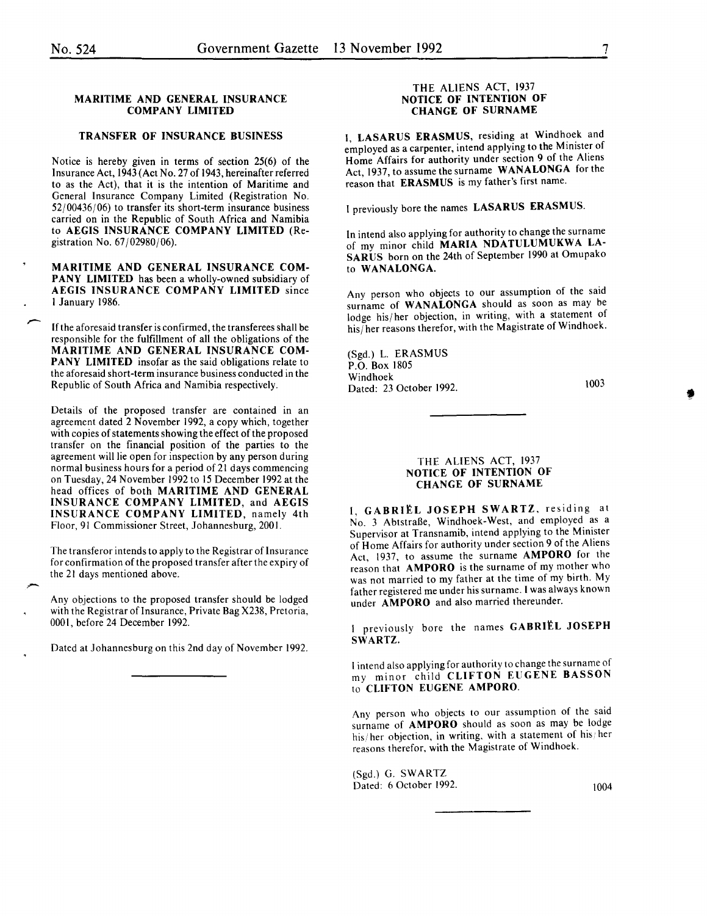## MARITIME AND GENERAL INSURANCE COMPANY LIMITED

### TRANSFER OF INSURANCE BUSINESS

Notice is hereby given in terms of section 25(6) of the Insurance Act, 1943 (Act No. 27 of 1943, hereinafter referred to as the Act), that it is the intention of Maritime and General Insurance Company Limited (Registration No. 52/00436/06) to transfer its short-term insurance business carried on in the Republic of South Africa and Namibia to **AEGIS INSURANCE COMPANY LIMITED** (Registration No. 67/02980/06).

**MARITIME AND GENERAL INSURANCE COMPANY LIMITED** has been a wholly-owned subsidiary of **AEGIS INSURANCE COMPANY LIMITED** since 1 January 1986.

If the aforesaid transfer is confirmed, the transferees shall be responsible for the fulfillment of all the obligations of the **MARITIME AND GENERAL INSURANCE COMPANY LIMITED** insofar as the said obligations relate to the aforesaid short-term insurance business conducted in the Republic of South Africa and Namibia respectively.

Details of the proposed transfer are contained in an agreement dated 2 November 1992, a copy which, together with copies of statements showing the effect of the proposed transfer on the financial position of the parties to the agreement will lie open for inspection by any person during normal business hours for a period of 21 days commencing on Tuesday, 24 November 1992 to 15 December 1992 at the head offices of both **MARITIME AND GENERAL INSURANCE COMPANY LIMITED**, and **AEGIS INSURANCE COMPANY LIMITED**, namely 4th Floor, 91 Commissioner Street, Johannesburg, 2001.

The transferor intends to apply to the Registrar of Insurance for confirmation of the proposed transfer after the expiry of the 21 days mentioned above.

Any objections to the proposed transfer should be lodged with the Registrar of Insurance, Private Bag X238, Pretoria, 0001, before 24 December 1992.

Dated at Johannesburg on this 2nd day of November 1992.

---

## THE ALIENS ACT, 1937
### NOTICE OF INTENTION OF CHANGE OF SURNAME

I, **LASARUS ERASMUS**, residing at Windhoek and employed as a carpenter, intend applying to the Minister of Home Affairs for authority under section 9 of the Aliens Act, 1937, to assume the surname **WANALONGA** for the reason that **ERASMUS** is my father's first name.

I previously bore the names **LASARUS ERASMUS**.

In intend also applying for authority to change the surname of my minor child **MARIA NDATULUMUKWA LASARUS** born on the 24th of September 1990 at Omupako to **WANALONGA.**

Any person who objects to our assumption of the said surname of **WANALONGA** should as soon as may be lodge his/her objection, in writing, with a statement of his/her reasons therefor, with the Magistrate of Windhoek.

(Sgd.) L. ERASMUS
P.O. Box 1805
Windhoek
Dated: 23 October 1992.

1003

---

## THE ALIENS ACT, 1937
### NOTICE OF INTENTION OF CHANGE OF SURNAME

I, **GABRIËL JOSEPH SWARTZ**, residing at No. 3 Abtstraße, Windhoek-West, and employed as a Supervisor at Transnamib, intend applying to the Minister of Home Affairs for authority under section 9 of the Aliens Act, 1937, to assume the surname **AMPORO** for the reason that **AMPORO** is the surname of my mother who was not married to my father at the time of my birth. My father registered me under his surname. I was always known under **AMPORO** and also married thereunder.

I previously bore the names **GABRIËL JOSEPH SWARTZ.**

I intend also applying for authority to change the surname of my minor child **CLIFTON EUGENE BASSON** to **CLIFTON EUGENE AMPORO.**

Any person who objects to our assumption of the said surname of **AMPORO** should as soon as may be lodge his/her objection, in writing, with a statement of his/her reasons therefor, with the Magistrate of Windhoek.

(Sgd.) G. SWARTZ
Dated: 6 October 1992.

1004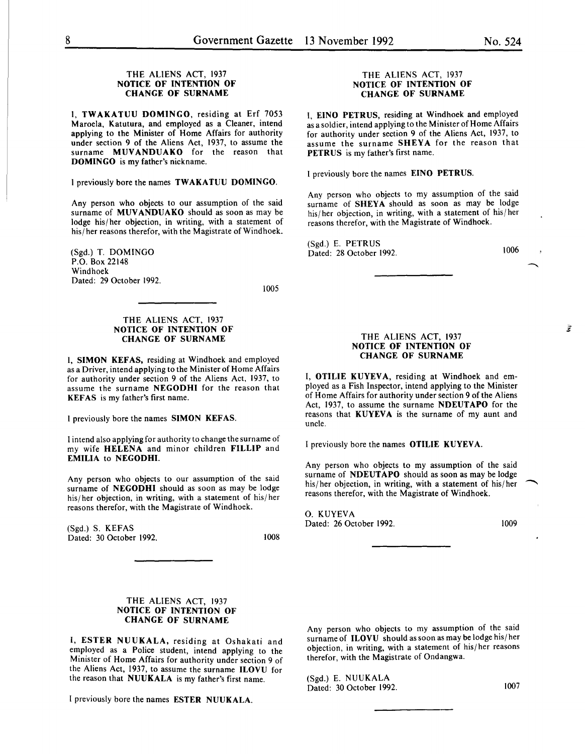### THE ALIENS ACT, 1937
### NOTICE OF INTENTION OF CHANGE OF SURNAME

I, **TWAKATUU DOMINGO**, residing at Erf 7053 Maroela, Katutura, and employed as a Cleaner, intend applying to the Minister of Home Affairs for authority under section 9 of the Aliens Act, 1937, to assume the surname **MUVANDUAKO** for the reason that **DOMINGO** is my father's nickname.

I previously bore the names **TWAKATUU DOMINGO**.

Any person who objects to our assumption of the said surname of **MUVANDUAKO** should as soon as may be lodge his/her objection, in writing, with a statement of his/her reasons therefor, with the Magistrate of Windhoek.

(Sgd.) T. DOMINGO
P.O. Box 22148
Windhoek
Dated: 29 October 1992.

1005

---

### THE ALIENS ACT, 1937
### NOTICE OF INTENTION OF CHANGE OF SURNAME

I, **SIMON KEFAS**, residing at Windhoek and employed as a Driver, intend applying to the Minister of Home Affairs for authority under section 9 of the Aliens Act, 1937, to assume the surname **NEGODHI** for the reason that **KEFAS** is my father's first name.

I previously bore the names **SIMON KEFAS**.

I intend also applying for authority to change the surname of my wife **HELENA** and minor children **FILLIP** and **EMILIA** to **NEGODHI**.

Any person who objects to our assumption of the said surname of **NEGODHI** should as soon as may be lodge his/her objection, in writing, with a statement of his/her reasons therefor, with the Magistrate of Windhoek.

(Sgd.) S. KEFAS
Dated: 30 October 1992.

1008

---

### THE ALIENS ACT, 1937
### NOTICE OF INTENTION OF CHANGE OF SURNAME

I, **ESTER NUUKALA**, residing at Oshakati and employed as a Police student, intend applying to the Minister of Home Affairs for authority under section 9 of the Aliens Act, 1937, to assume the surname **ILOVU** for the reason that **NUUKALA** is my father's first name.

I previously bore the names **ESTER NUUKALA**.

Any person who objects to my assumption of the said surname of **ILOVU** should as soon as may be lodge his/her objection, in writing, with a statement of his/her reasons therefor, with the Magistrate of Ondangwa.

(Sgd.) E. NUUKALA
Dated: 30 October 1992.

1007

---

### THE ALIENS ACT, 1937
### NOTICE OF INTENTION OF CHANGE OF SURNAME

I, **EINO PETRUS**, residing at Windhoek and employed as a soldier, intend applying to the Minister of Home Affairs for authority under section 9 of the Aliens Act, 1937, to assume the surname **SHEYA** for the reason that **PETRUS** is my father's first name.

I previously bore the names **EINO PETRUS**.

Any person who objects to my assumption of the said surname of **SHEYA** should as soon as may be lodge his/her objection, in writing, with a statement of his/her reasons therefor, with the Magistrate of Windhoek.

(Sgd.) E. PETRUS
Dated: 28 October 1992.

1006

---

### THE ALIENS ACT, 1937
### NOTICE OF INTENTION OF CHANGE OF SURNAME

I, **OTILIE KUYEVA**, residing at Windhoek and employed as a Fish Inspector, intend applying to the Minister of Home Affairs for authority under section 9 of the Aliens Act, 1937, to assume the surname **NDEUTAPO** for the reasons that **KUYEVA** is the surname of my aunt and uncle.

I previously bore the names **OTILIE KUYEVA**.

Any person who objects to my assumption of the said surname of **NDEUTAPO** should as soon as may be lodge his/her objection, in writing, with a statement of his/her reasons therefor, with the Magistrate of Windhoek.

O. KUYEVA
Dated: 26 October 1992.

1009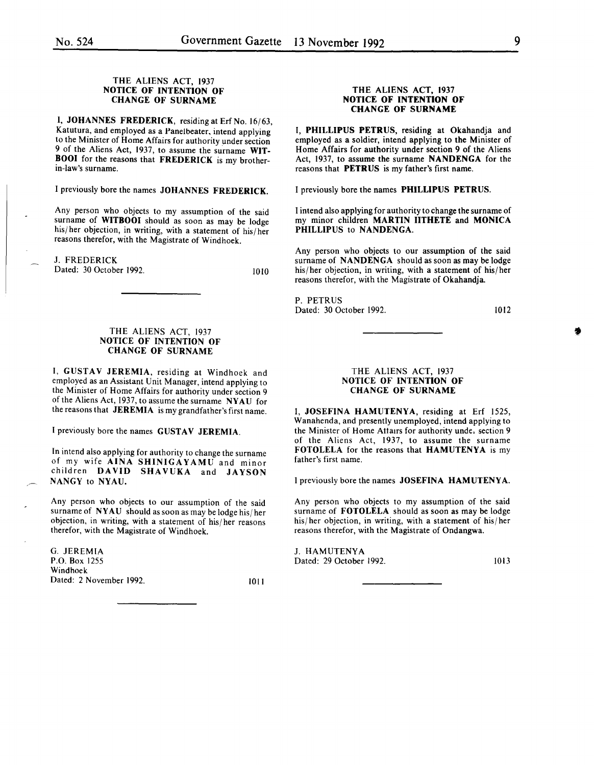### THE ALIENS ACT, 1937
### NOTICE OF INTENTION OF CHANGE OF SURNAME

I, **JOHANNES FREDERICK**, residing at Erf No. 16/63, Katutura, and employed as a Panelbeater, intend applying to the Minister of Home Affairs for authority under section 9 of the Aliens Act, 1937, to assume the surname **WITBOOI** for the reasons that **FREDERICK** is my brother-in-law's surname.

I previously bore the names **JOHANNES FREDERICK.**

Any person who objects to my assumption of the said surname of **WITBOOI** should as soon as may be lodge his/her objection, in writing, with a statement of his/her reasons therefor, with the Magistrate of Windhoek.

J. FREDERICK
Dated: 30 October 1992.

1010

---

### THE ALIENS ACT, 1937
### NOTICE OF INTENTION OF CHANGE OF SURNAME

I, **GUSTAV JEREMIA**, residing at Windhoek and employed as an Assistant Unit Manager, intend applying to the Minister of Home Affairs for authority under section 9 of the Aliens Act, 1937, to assume the surname **NYAU** for the reasons that **JEREMIA** is my grandfather's first name.

I previously bore the names **GUSTAV JEREMIA.**

In intend also applying for authority to change the surname of my wife **AINA SHINIGAYAMU** and minor children **DAVID SHAVUKA** and **JAYSON NANGY** to **NYAU.**

Any person who objects to our assumption of the said surname of **NYAU** should as soon as may be lodge his/her objection, in writing, with a statement of his/her reasons therefor, with the Magistrate of Windhoek.

G. JEREMIA
P.O. Box 1255
Windhoek
Dated: 2 November 1992.

1011

---

### THE ALIENS ACT, 1937
### NOTICE OF INTENTION OF CHANGE OF SURNAME

I, **PHILLIPUS PETRUS**, residing at Okahandja and employed as a soldier, intend applying to the Minister of Home Affairs for authority under section 9 of the Aliens Act, 1937, to assume the surname **NANDENGA** for the reasons that **PETRUS** is my father's first name.

I previously bore the names **PHILLIPUS PETRUS.**

I intend also applying for authority to change the surname of my minor children **MARTIN IITHETE** and **MONICA PHILLIPUS** to **NANDENGA.**

Any person who objects to our assumption of the said surname of **NANDENGA** should as soon as may be lodge his/her objection, in writing, with a statement of his/her reasons therefor, with the Magistrate of Okahandja.

P. PETRUS
Dated: 30 October 1992.

1012

---

### THE ALIENS ACT, 1937
### NOTICE OF INTENTION OF CHANGE OF SURNAME

I, **JOSEFINA HAMUTENYA**, residing at Erf 1525, Wanahenda, and presently unemployed, intend applying to the Minister of Home Affairs for authority under section 9 of the Aliens Act, 1937, to assume the surname **FOTOLELA** for the reasons that **HAMUTENYA** is my father's first name.

I previously bore the names **JOSEFINA HAMUTENYA.**

Any person who objects to my assumption of the said surname of **FOTOLELA** should as soon as may be lodge his/her objection, in writing, with a statement of his/her reasons therefor, with the Magistrate of Ondangwa.

J. HAMUTENYA
Dated: 29 October 1992.

1013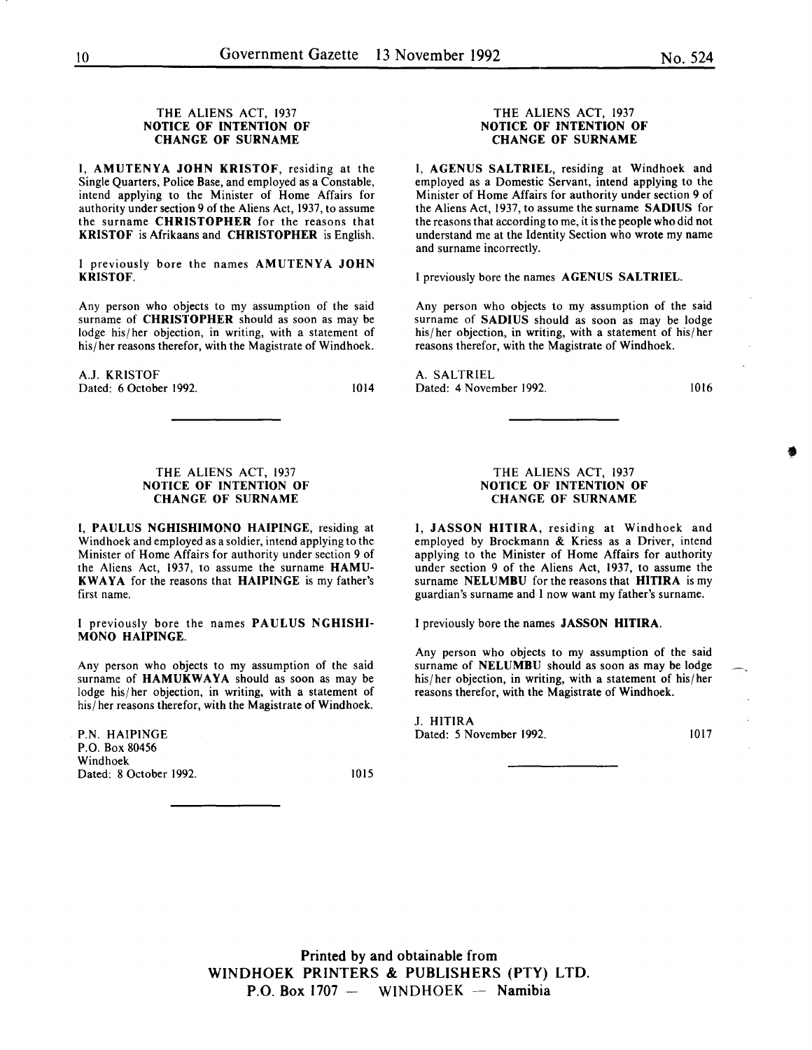### THE ALIENS ACT, 1937
### NOTICE OF INTENTION OF CHANGE OF SURNAME

I, **AMUTENYA JOHN KRISTOF**, residing at the Single Quarters, Police Base, and employed as a Constable, intend applying to the Minister of Home Affairs for authority under section 9 of the Aliens Act, 1937, to assume the surname **CHRISTOPHER** for the reasons that **KRISTOF** is Afrikaans and **CHRISTOPHER** is English.

I previously bore the names **AMUTENYA JOHN KRISTOF**.

Any person who objects to my assumption of the said surname of **CHRISTOPHER** should as soon as may be lodge his/her objection, in writing, with a statement of his/her reasons therefor, with the Magistrate of Windhoek.

A.J. KRISTOF
Dated: 6 October 1992.

1014

---

### THE ALIENS ACT, 1937
### NOTICE OF INTENTION OF CHANGE OF SURNAME

I, **PAULUS NGHISHIMONO HAIPINGE**, residing at Windhoek and employed as a soldier, intend applying to the Minister of Home Affairs for authority under section 9 of the Aliens Act, 1937, to assume the surname **HAMUKWAYA** for the reasons that **HAIPINGE** is my father's first name.

I previously bore the names **PAULUS NGHISHIMONO HAIPINGE**.

Any person who objects to my assumption of the said surname of **HAMUKWAYA** should as soon as may be lodge his/her objection, in writing, with a statement of his/her reasons therefor, with the Magistrate of Windhoek.

P.N. HAIPINGE
P.O. Box 80456
Windhoek
Dated: 8 October 1992.

1015

---

### THE ALIENS ACT, 1937
### NOTICE OF INTENTION OF CHANGE OF SURNAME

I, **AGENUS SALTRIEL**, residing at Windhoek and employed as a Domestic Servant, intend applying to the Minister of Home Affairs for authority under section 9 of the Aliens Act, 1937, to assume the surname **SADIUS** for the reasons that according to me, it is the people who did not understand me at the Identity Section who wrote my name and surname incorrectly.

I previously bore the names **AGENUS SALTRIEL**.

Any person who objects to my assumption of the said surname of **SADIUS** should as soon as may be lodge his/her objection, in writing, with a statement of his/her reasons therefor, with the Magistrate of Windhoek.

A. SALTRIEL
Dated: 4 November 1992.

1016

---

### THE ALIENS ACT, 1937
### NOTICE OF INTENTION OF CHANGE OF SURNAME

I, **JASSON HITIRA**, residing at Windhoek and employed by Brockmann & Kriess as a Driver, intend applying to the Minister of Home Affairs for authority under section 9 of the Aliens Act, 1937, to assume the surname **NELUMBU** for the reasons that **HITIRA** is my guardian's surname and I now want my father's surname.

I previously bore the names **JASSON HITIRA**.

Any person who objects to my assumption of the said surname of **NELUMBU** should as soon as may be lodge his/her objection, in writing, with a statement of his/her reasons therefor, with the Magistrate of Windhoek.

J. HITIRA
Dated: 5 November 1992.

1017

---

**Printed by and obtainable from**
**WINDHOEK PRINTERS & PUBLISHERS (PTY) LTD.**
**P.O. Box 1707 — WINDHOEK — Namibia**